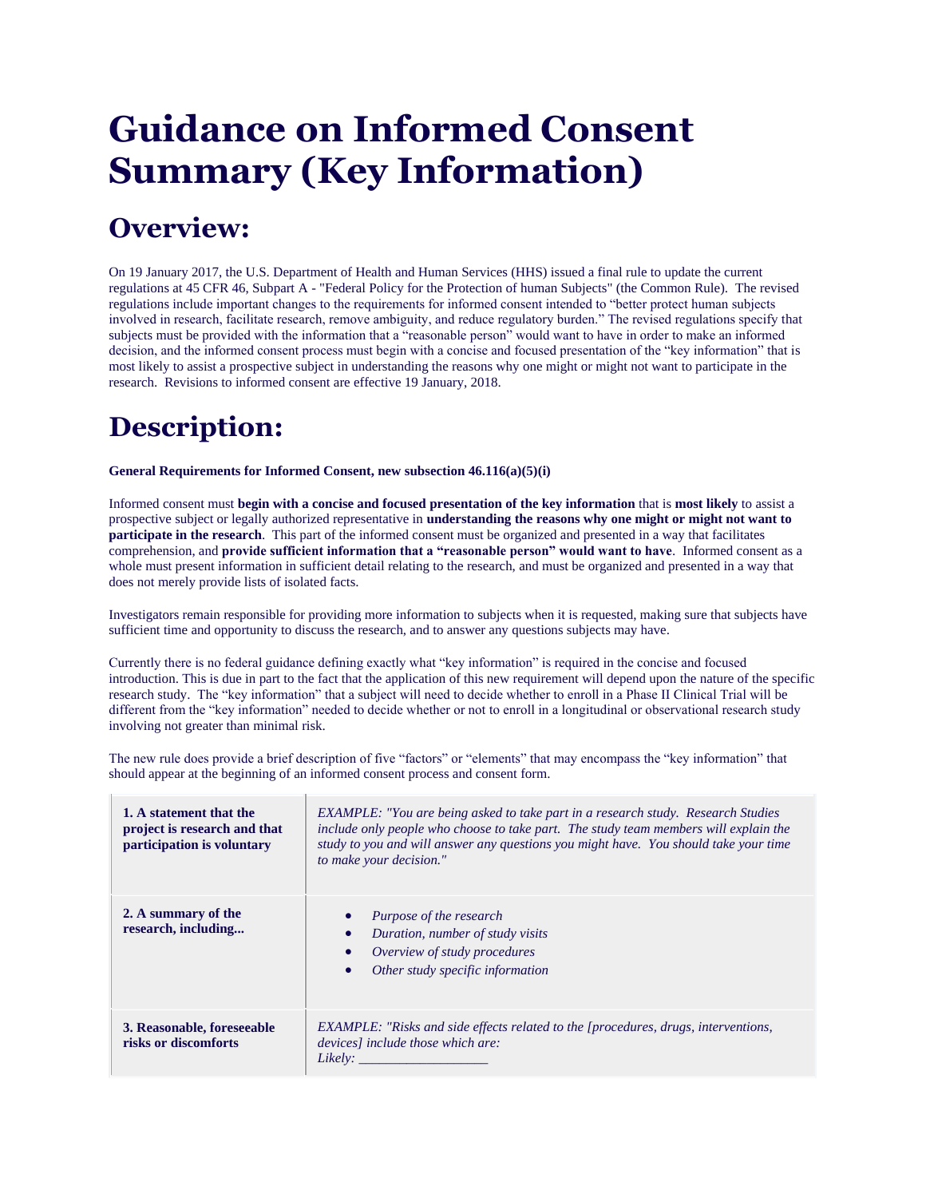# Guidance on Informed Consent Summary (Key Information)

## Overview:

On 19 January 2017, the U.S. Department of Health and Human Services (HHS) issued a final rule to update the current regulations at 45 CFR 46, Subpart A - "Federal Policy for the Protection of human Subjects" (the Common Rule). The revised regulations include important changes to the requirements for informed consent intended to "better protect human subjects involved in research, facilitate research, remove ambiguity, and reduce regulatory burden." The revised regulations specify that subjects must be provided with the information that a "reasonable person" would want to have in order to make an informed decision, and the informed consent process must begin with a concise and focused presentation of the "key information" that is most likely to assist a prospective subject in understanding the reasons why one might or might not want to participate in the research. Revisions to informed consent are effective 19 January, 2018.

## Description:

**General Requirements for Informed Consent, new subsection 46.116(a)(5)(i)**

Informed consent must **begin with a concise and focused presentation of the key information** that is **most likely** to assist a prospective subject or legally authorized representative in **understanding the reasons why one might or might not want to participate in the research**. This part of the informed consent must be organized and presented in a way that facilitates comprehension, and **provide sufficient information that a "reasonable person" would want to have**. Informed consent as a whole must present information in sufficient detail relating to the research, and must be organized and presented in a way that does not merely provide lists of isolated facts.

Investigators remain responsible for providing more information to subjects when it is requested, making sure that subjects have sufficient time and opportunity to discuss the research, and to answer any questions subjects may have.

Currently there is no federal guidance defining exactly what "key information" is required in the concise and focused introduction. This is due in part to the fact that the application of this new requirement will depend upon the nature of the specific research study. The "key information" that a subject will need to decide whether to enroll in a Phase II Clinical Trial will be different from the "key information" needed to decide whether or not to enroll in a longitudinal or observational research study involving not greater than minimal risk.

The new rule does provide a brief description of five "factors" or "elements" that may encompass the "key information" that should appear at the beginning of an informed consent process and consent form.

| | |
|---|---|
| **1. A statement that the project is research and that participation is voluntary** | *EXAMPLE: "You are being asked to take part in a research study. Research Studies include only people who choose to take part. The study team members will explain the study to you and will answer any questions you might have. You should take your time to make your decision."* |
| **2. A summary of the research, including...** | • *Purpose of the research*<br>• *Duration, number of study visits*<br>• *Overview of study procedures*<br>• *Other study specific information* |
| **3. Reasonable, foreseeable risks or discomforts** | *EXAMPLE: "Risks and side effects related to the [procedures, drugs, interventions, devices] include those which are:*<br>*Likely: __________________* |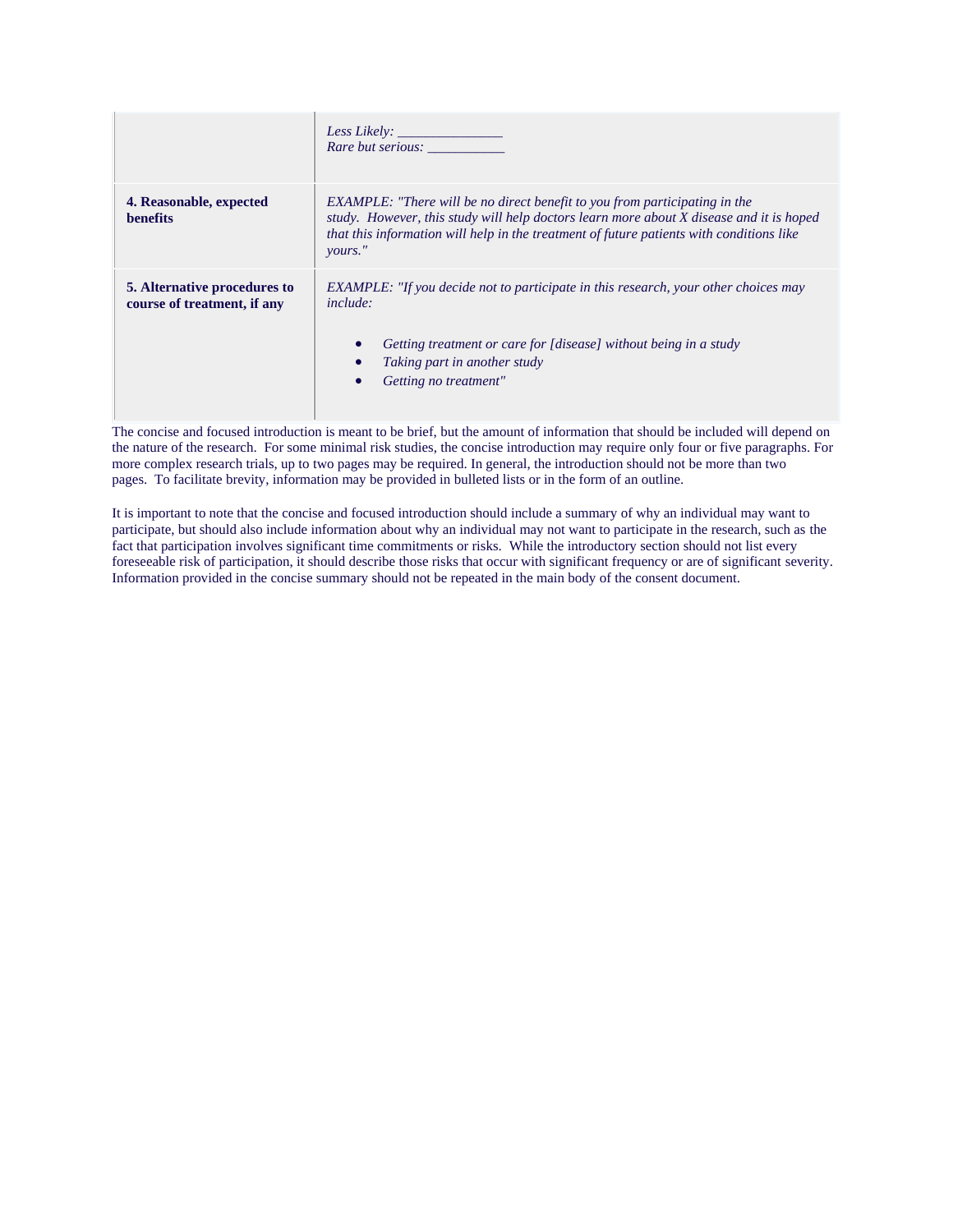| | |
|---|---|
| | *Less Likely: ______________*<br>*Rare but serious: ___________* |
| **4. Reasonable, expected benefits** | *EXAMPLE: "There will be no direct benefit to you from participating in the study. However, this study will help doctors learn more about X disease and it is hoped that this information will help in the treatment of future patients with conditions like yours."* |
| **5. Alternative procedures to course of treatment, if any** | *EXAMPLE: "If you decide not to participate in this research, your other choices may include:*<br>• *Getting treatment or care for [disease] without being in a study*<br>• *Taking part in another study*<br>• *Getting no treatment"* |

The concise and focused introduction is meant to be brief, but the amount of information that should be included will depend on the nature of the research. For some minimal risk studies, the concise introduction may require only four or five paragraphs. For more complex research trials, up to two pages may be required. In general, the introduction should not be more than two pages. To facilitate brevity, information may be provided in bulleted lists or in the form of an outline.

It is important to note that the concise and focused introduction should include a summary of why an individual may want to participate, but should also include information about why an individual may not want to participate in the research, such as the fact that participation involves significant time commitments or risks. While the introductory section should not list every foreseeable risk of participation, it should describe those risks that occur with significant frequency or are of significant severity. Information provided in the concise summary should not be repeated in the main body of the consent document.